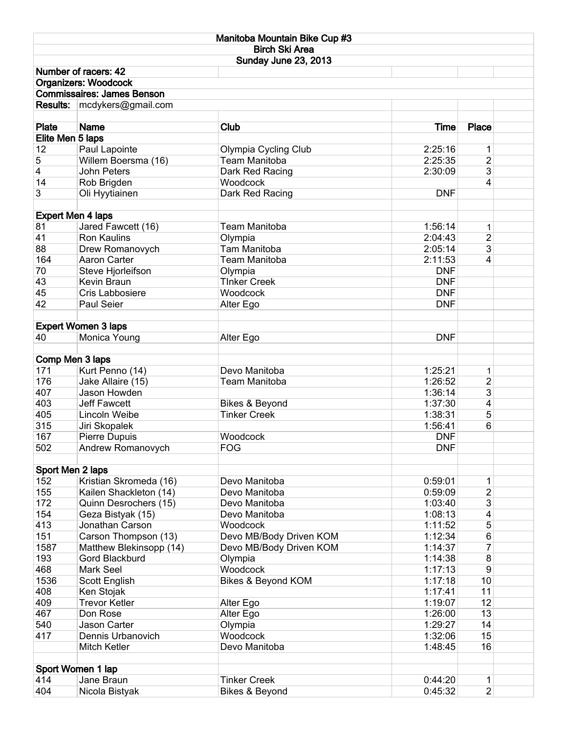# Manitoba Mountain Bike Cup #3

## Birch Ski Area

### Sunday June 23, 2013

**Number of racers: 42**

**Organizers: Woodcock**

**Commissaires: James Benson**

**Results:** mcdykers@gmail.com

| Plate | Name | Club | Time | Place |
|---|---|---|---|---|
| **Elite Men 5 laps** | | | | |
| 12 | Paul Lapointe | Olympia Cycling Club | 2:25:16 | 1 |
| 5 | Willem Boersma (16) | Team Manitoba | 2:25:35 | 2 |
| 4 | John Peters | Dark Red Racing | 2:30:09 | 3 |
| 14 | Rob Brigden | Woodcock | | 4 |
| 3 | Oli Hyytiainen | Dark Red Racing | DNF | |
| | | | | |
| **Expert Men 4 laps** | | | | |
| 81 | Jared Fawcett (16) | Team Manitoba | 1:56:14 | 1 |
| 41 | Ron Kaulins | Olympia | 2:04:43 | 2 |
| 88 | Drew Romanovych | Tam Manitoba | 2:05:14 | 3 |
| 164 | Aaron Carter | Team Manitoba | 2:11:53 | 4 |
| 70 | Steve Hjorleifson | Olympia | DNF | |
| 43 | Kevin Braun | TInker Creek | DNF | |
| 45 | Cris Labbosiere | Woodcock | DNF | |
| 42 | Paul Seier | Alter Ego | DNF | |
| | | | | |
| **Expert Women 3 laps** | | | | |
| 40 | Monica Young | Alter Ego | DNF | |
| | | | | |
| **Comp Men 3 laps** | | | | |
| 171 | Kurt Penno (14) | Devo Manitoba | 1:25:21 | 1 |
| 176 | Jake Allaire (15) | Team Manitoba | 1:26:52 | 2 |
| 407 | Jason Howden | | 1:36:14 | 3 |
| 403 | Jeff Fawcett | Bikes & Beyond | 1:37:30 | 4 |
| 405 | Lincoln Weibe | Tinker Creek | 1:38:31 | 5 |
| 315 | Jiri Skopalek | | 1:56:41 | 6 |
| 167 | Pierre Dupuis | Woodcock | DNF | |
| 502 | Andrew Romanovych | FOG | DNF | |
| | | | | |
| **Sport Men 2 laps** | | | | |
| 152 | Kristian Skromeda (16) | Devo Manitoba | 0:59:01 | 1 |
| 155 | Kailen Shackleton (14) | Devo Manitoba | 0:59:09 | 2 |
| 172 | Quinn Desrochers (15) | Devo Manitoba | 1:03:40 | 3 |
| 154 | Geza Bistyak (15) | Devo Manitoba | 1:08:13 | 4 |
| 413 | Jonathan Carson | Woodcock | 1:11:52 | 5 |
| 151 | Carson Thompson (13) | Devo MB/Body Driven KOM | 1:12:34 | 6 |
| 1587 | Matthew Blekinsopp (14) | Devo MB/Body Driven KOM | 1:14:37 | 7 |
| 193 | Gord Blackburd | Olympia | 1:14:38 | 8 |
| 468 | Mark Seel | Woodcock | 1:17:13 | 9 |
| 1536 | Scott English | Bikes & Beyond KOM | 1:17:18 | 10 |
| 408 | Ken Stojak | | 1:17:41 | 11 |
| 409 | Trevor Ketler | Alter Ego | 1:19:07 | 12 |
| 467 | Don Rose | Alter Ego | 1:26:00 | 13 |
| 540 | Jason Carter | Olympia | 1:29:27 | 14 |
| 417 | Dennis Urbanovich | Woodcock | 1:32:06 | 15 |
| | Mitch Ketler | Devo Manitoba | 1:48:45 | 16 |
| | | | | |
| **Sport Women 1 lap** | | | | |
| 414 | Jane Braun | Tinker Creek | 0:44:20 | 1 |
| 404 | Nicola Bistyak | Bikes & Beyond | 0:45:32 | 2 |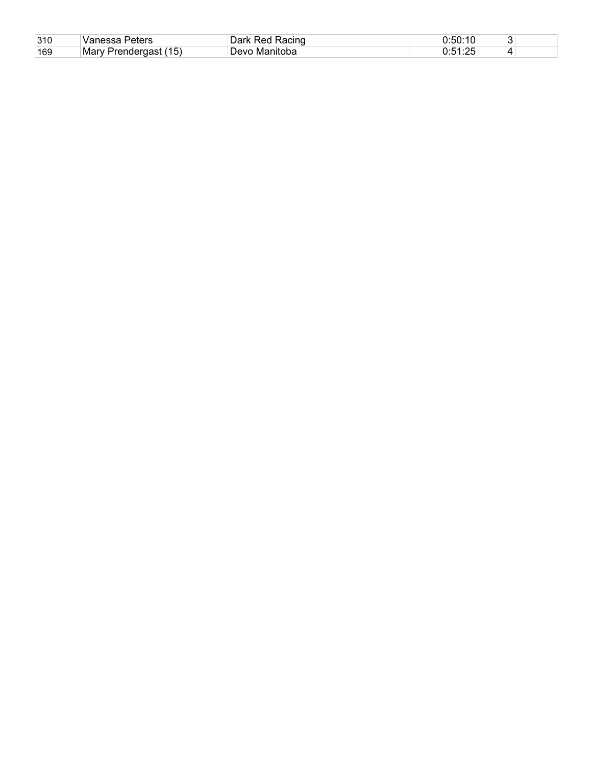| | | | | | |
|---|---|---|---|---|---|
| 310 | Vanessa Peters | Dark Red Racing | 0:50:10 | 3 | |
| 169 | Mary Prendergast (15) | Devo Manitoba | 0:51:25 | 4 | |